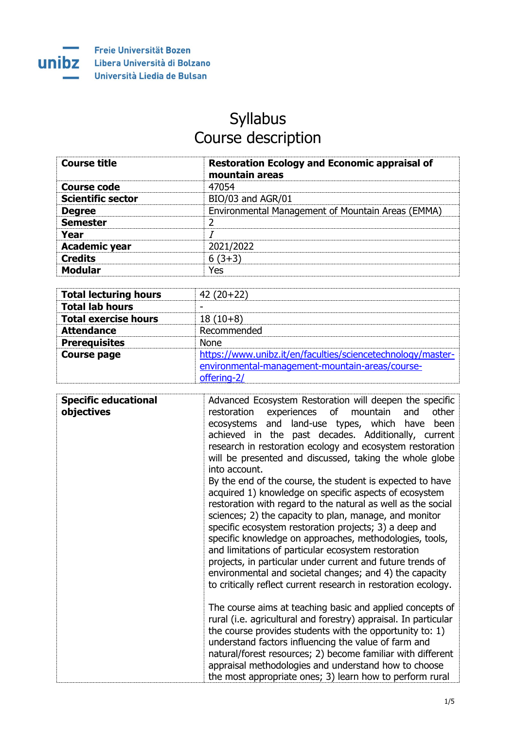Freie Universität Bozen
Libera Università di Bolzano
Università Liedia de Bulsan

# Syllabus
## Course description

| Course title | Restoration Ecology and Economic appraisal of mountain areas |
|---|---|
| Course code | 47054 |
| Scientific sector | BIO/03 and AGR/01 |
| Degree | Environmental Management of Mountain Areas (EMMA) |
| Semester | 2 |
| Year | *I* |
| Academic year | 2021/2022 |
| Credits | 6 (3+3) |
| Modular | Yes |

| Total lecturing hours | 42 (20+22) |
|---|---|
| Total lab hours | - |
| Total exercise hours | 18 (10+8) |
| Attendance | Recommended |
| Prerequisites | None |
| Course page | https://www.unibz.it/en/faculties/sciencetechnology/master-environmental-management-mountain-areas/course-offering-2/ |

| Specific educational objectives | Advanced Ecosystem Restoration will deepen the specific restoration experiences of mountain and other ecosystems and land-use types, which have been achieved in the past decades. Additionally, current research in restoration ecology and ecosystem restoration will be presented and discussed, taking the whole globe into account. By the end of the course, the student is expected to have acquired 1) knowledge on specific aspects of ecosystem restoration with regard to the natural as well as the social sciences; 2) the capacity to plan, manage, and monitor specific ecosystem restoration projects; 3) a deep and specific knowledge on approaches, methodologies, tools, and limitations of particular ecosystem restoration projects, in particular under current and future trends of environmental and societal changes; and 4) the capacity to critically reflect current research in restoration ecology.<br><br>The course aims at teaching basic and applied concepts of rural (i.e. agricultural and forestry) appraisal. In particular the course provides students with the opportunity to: 1) understand factors influencing the value of farm and natural/forest resources; 2) become familiar with different appraisal methodologies and understand how to choose the most appropriate ones; 3) learn how to perform rural |
|---|---|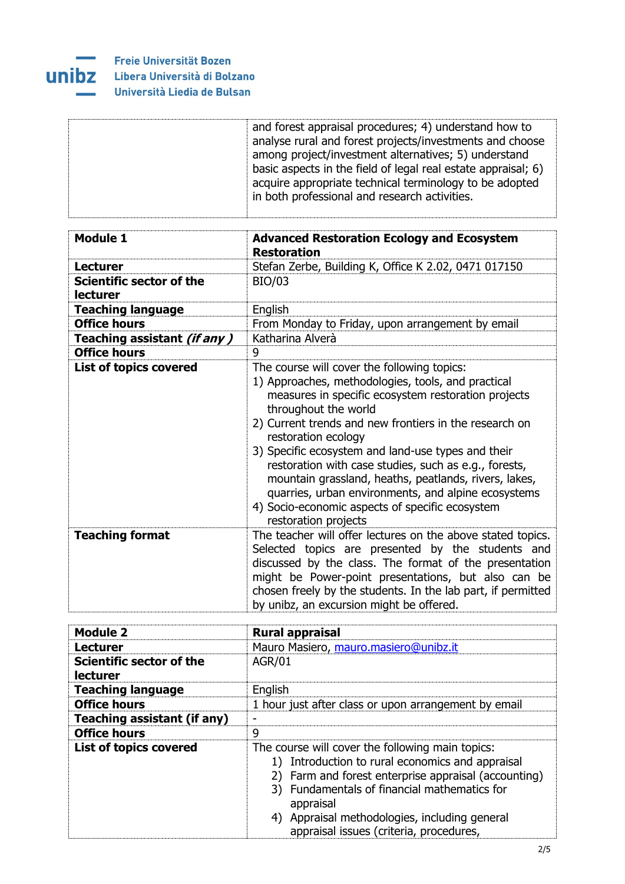|  |  |
|---|---|
|  | and forest appraisal procedures; 4) understand how to analyse rural and forest projects/investments and choose among project/investment alternatives; 5) understand basic aspects in the field of legal real estate appraisal; 6) acquire appropriate technical terminology to be adopted in both professional and research activities. |

| **Module 1** | **Advanced Restoration Ecology and Ecosystem Restoration** |
|---|---|
| **Lecturer** | Stefan Zerbe, Building K, Office K 2.02, 0471 017150 |
| **Scientific sector of the lecturer** | BIO/03 |
| **Teaching language** | English |
| **Office hours** | From Monday to Friday, upon arrangement by email |
| **Teaching assistant *(if any )*** | Katharina Alverà |
| **Office hours** | 9 |
| **List of topics covered** | The course will cover the following topics:<br>1) Approaches, methodologies, tools, and practical measures in specific ecosystem restoration projects throughout the world<br>2) Current trends and new frontiers in the research on restoration ecology<br>3) Specific ecosystem and land-use types and their restoration with case studies, such as e.g., forests, mountain grassland, heaths, peatlands, rivers, lakes, quarries, urban environments, and alpine ecosystems<br>4) Socio-economic aspects of specific ecosystem restoration projects |
| **Teaching format** | The teacher will offer lectures on the above stated topics. Selected topics are presented by the students and discussed by the class. The format of the presentation might be Power-point presentations, but also can be chosen freely by the students. In the lab part, if permitted by unibz, an excursion might be offered. |

| **Module 2** | **Rural appraisal** |
|---|---|
| **Lecturer** | Mauro Masiero, mauro.masiero@unibz.it |
| **Scientific sector of the lecturer** | AGR/01 |
| **Teaching language** | English |
| **Office hours** | 1 hour just after class or upon arrangement by email |
| **Teaching assistant (if any)** | - |
| **Office hours** | 9 |
| **List of topics covered** | The course will cover the following main topics:<br>1) Introduction to rural economics and appraisal<br>2) Farm and forest enterprise appraisal (accounting)<br>3) Fundamentals of financial mathematics for appraisal<br>4) Appraisal methodologies, including general appraisal issues (criteria, procedures, |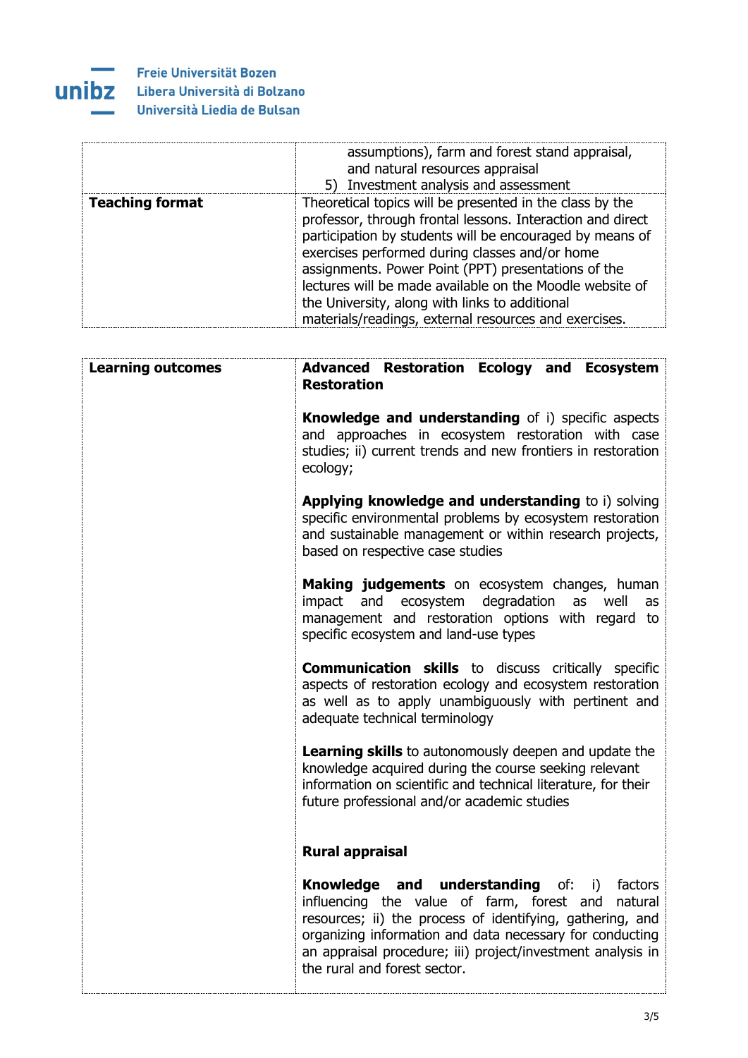| | |
|---|---|
| | assumptions), farm and forest stand appraisal, and natural resources appraisal<br>5) Investment analysis and assessment |
| **Teaching format** | Theoretical topics will be presented in the class by the professor, through frontal lessons. Interaction and direct participation by students will be encouraged by means of exercises performed during classes and/or home assignments. Power Point (PPT) presentations of the lectures will be made available on the Moodle website of the University, along with links to additional materials/readings, external resources and exercises. |

| | |
|---|---|
| **Learning outcomes** | **Advanced Restoration Ecology and Ecosystem Restoration**<br><br>**Knowledge and understanding** of i) specific aspects and approaches in ecosystem restoration with case studies; ii) current trends and new frontiers in restoration ecology;<br><br>**Applying knowledge and understanding** to i) solving specific environmental problems by ecosystem restoration and sustainable management or within research projects, based on respective case studies<br><br>**Making judgements** on ecosystem changes, human impact and ecosystem degradation as well as management and restoration options with regard to specific ecosystem and land-use types<br><br>**Communication skills** to discuss critically specific aspects of restoration ecology and ecosystem restoration as well as to apply unambiguously with pertinent and adequate technical terminology<br><br>**Learning skills** to autonomously deepen and update the knowledge acquired during the course seeking relevant information on scientific and technical literature, for their future professional and/or academic studies<br><br>**Rural appraisal**<br><br>**Knowledge and understanding** of: i) factors influencing the value of farm, forest and natural resources; ii) the process of identifying, gathering, and organizing information and data necessary for conducting an appraisal procedure; iii) project/investment analysis in the rural and forest sector. |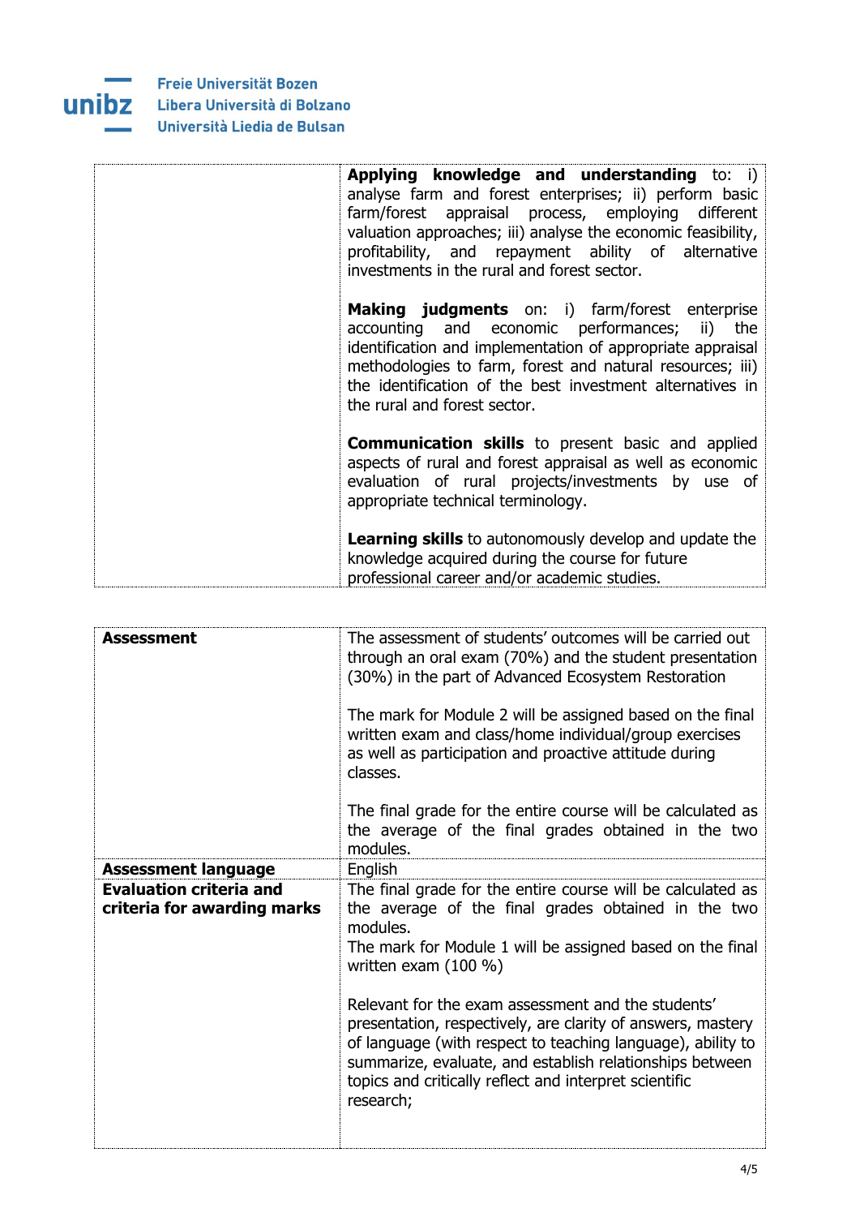| | |
|---|---|
| | **Applying knowledge and understanding** to: i) analyse farm and forest enterprises; ii) perform basic farm/forest appraisal process, employing different valuation approaches; iii) analyse the economic feasibility, profitability, and repayment ability of alternative investments in the rural and forest sector.<br><br>**Making judgments** on: i) farm/forest enterprise accounting and economic performances; ii) the identification and implementation of appropriate appraisal methodologies to farm, forest and natural resources; iii) the identification of the best investment alternatives in the rural and forest sector.<br><br>**Communication skills** to present basic and applied aspects of rural and forest appraisal as well as economic evaluation of rural projects/investments by use of appropriate technical terminology.<br><br>**Learning skills** to autonomously develop and update the knowledge acquired during the course for future professional career and/or academic studies. |

| | |
|---|---|
| **Assessment** | The assessment of students' outcomes will be carried out through an oral exam (70%) and the student presentation (30%) in the part of Advanced Ecosystem Restoration<br><br>The mark for Module 2 will be assigned based on the final written exam and class/home individual/group exercises as well as participation and proactive attitude during classes.<br><br>The final grade for the entire course will be calculated as the average of the final grades obtained in the two modules. |
| **Assessment language** | English |
| **Evaluation criteria and criteria for awarding marks** | The final grade for the entire course will be calculated as the average of the final grades obtained in the two modules.<br>The mark for Module 1 will be assigned based on the final written exam (100 %)<br><br>Relevant for the exam assessment and the students' presentation, respectively, are clarity of answers, mastery of language (with respect to teaching language), ability to summarize, evaluate, and establish relationships between topics and critically reflect and interpret scientific research; |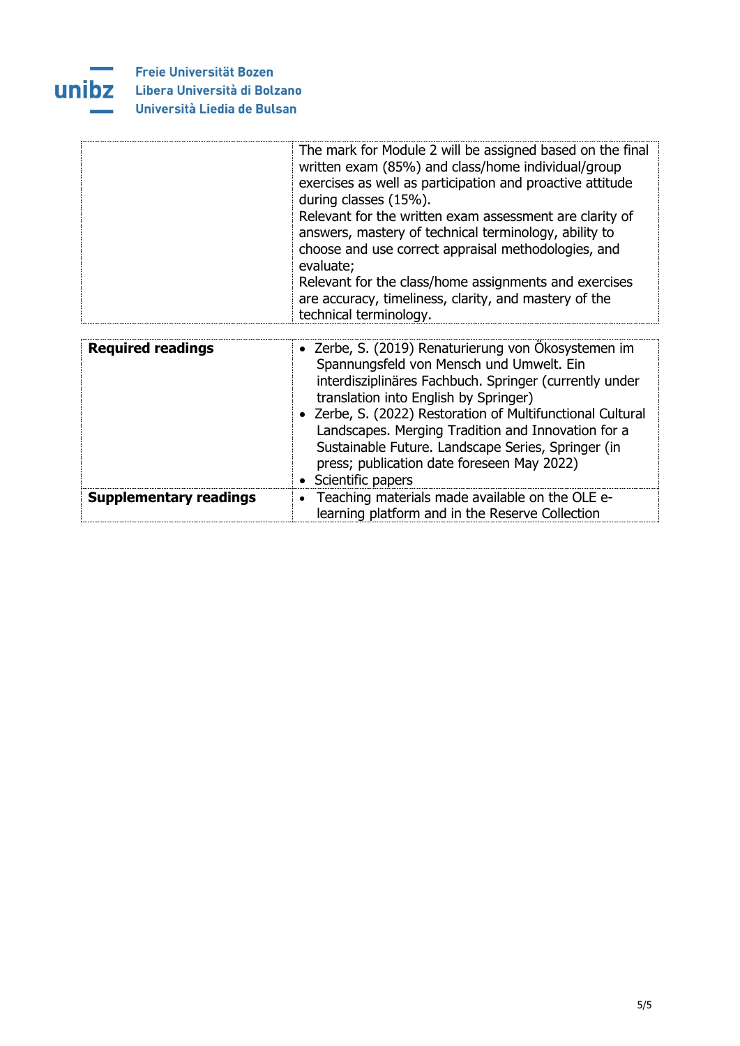| | |
|---|---|
| | The mark for Module 2 will be assigned based on the final written exam (85%) and class/home individual/group exercises as well as participation and proactive attitude during classes (15%).<br>Relevant for the written exam assessment are clarity of answers, mastery of technical terminology, ability to choose and use correct appraisal methodologies, and evaluate;<br>Relevant for the class/home assignments and exercises are accuracy, timeliness, clarity, and mastery of the technical terminology. |

| | |
|---|---|
| **Required readings** | • Zerbe, S. (2019) Renaturierung von Ökosystemen im Spannungsfeld von Mensch und Umwelt. Ein interdisziplinäres Fachbuch. Springer (currently under translation into English by Springer)<br>• Zerbe, S. (2022) Restoration of Multifunctional Cultural Landscapes. Merging Tradition and Innovation for a Sustainable Future. Landscape Series, Springer (in press; publication date foreseen May 2022)<br>• Scientific papers |
| **Supplementary readings** | • Teaching materials made available on the OLE e-learning platform and in the Reserve Collection |